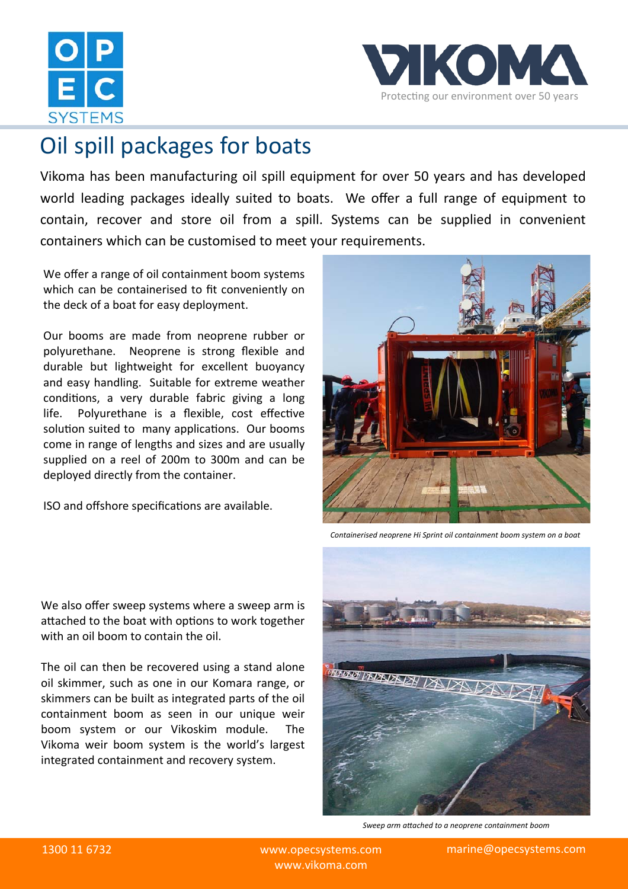# Oil spill packages for boats

Vikoma has been manufacturing oil spill equipment for over 50 years and has developed world leading packages ideally suited to boats. We offer a full range of equipment to contain, recover and store oil from a spill. Systems can be supplied in convenient containers which can be customised to meet your requirements.

We offer a range of oil containment boom systems which can be containerised to fit conveniently on the deck of a boat for easy deployment.

Our booms are made from neoprene rubber or polyurethane. Neoprene is strong flexible and durable but lightweight for excellent buoyancy and easy handling. Suitable for extreme weather conditions, a very durable fabric giving a long life. Polyurethane is a flexible, cost effective solution suited to many applications. Our booms come in range of lengths and sizes and are usually supplied on a reel of 200m to 300m and can be deployed directly from the container.

ISO and offshore specifications are available.

*Containerised neoprene Hi Sprint oil containment boom system on a boat*

We also offer sweep systems where a sweep arm is attached to the boat with options to work together with an oil boom to contain the oil.

The oil can then be recovered using a stand alone oil skimmer, such as one in our Komara range, or skimmers can be built as integrated parts of the oil containment boom as seen in our unique weir boom system or our Vikoskim module. The Vikoma weir boom system is the world's largest integrated containment and recovery system.

*Sweep arm attached to a neoprene containment boom*

1300 11 6732 | www.opecsystems.com | www.vikoma.com | marine@opecsystems.com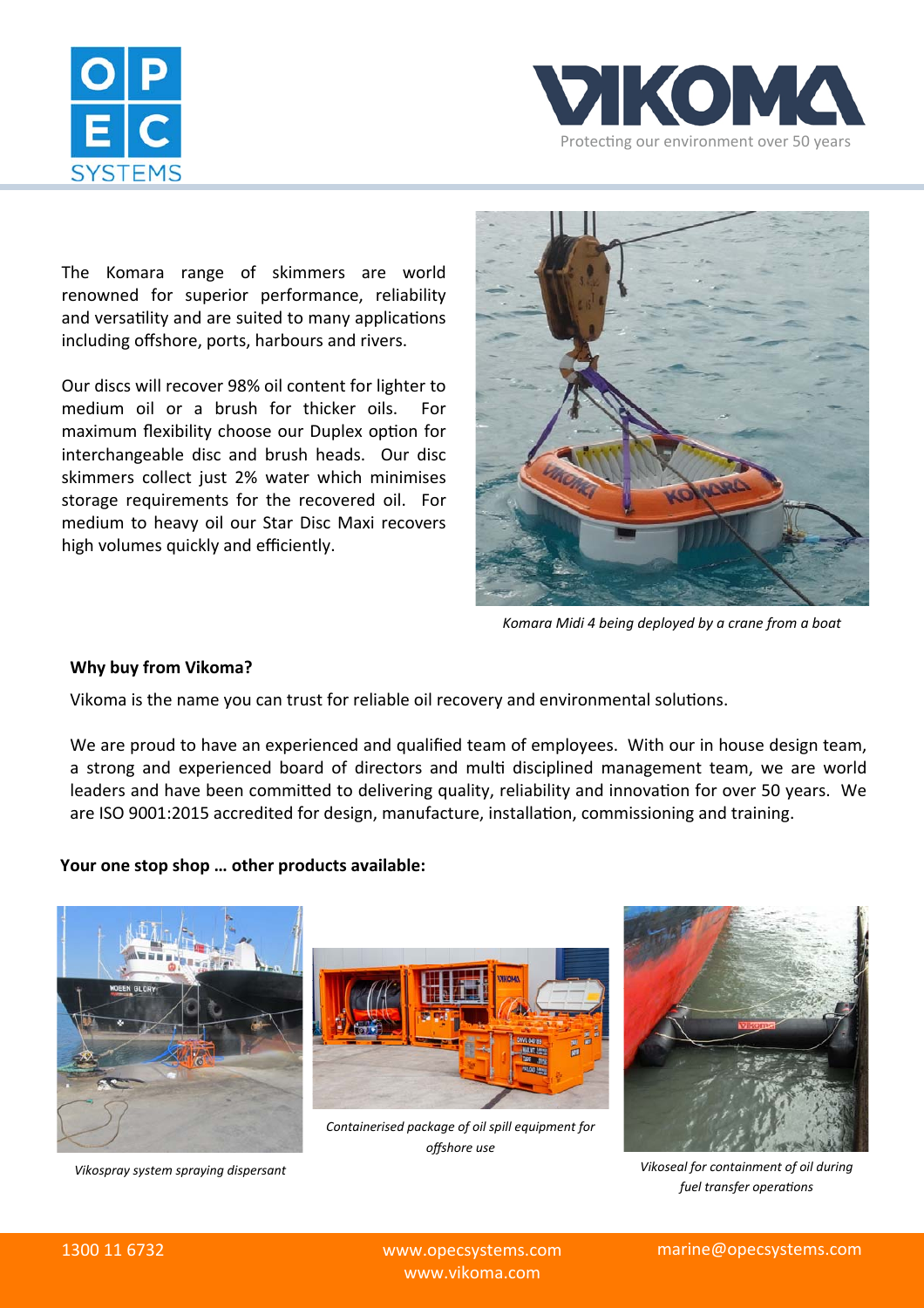The Komara range of skimmers are world renowned for superior performance, reliability and versatility and are suited to many applications including offshore, ports, harbours and rivers.

Our discs will recover 98% oil content for lighter to medium oil or a brush for thicker oils. For maximum flexibility choose our Duplex option for interchangeable disc and brush heads. Our disc skimmers collect just 2% water which minimises storage requirements for the recovered oil. For medium to heavy oil our Star Disc Maxi recovers high volumes quickly and efficiently.

*Komara Midi 4 being deployed by a crane from a boat*

**Why buy from Vikoma?**

Vikoma is the name you can trust for reliable oil recovery and environmental solutions.

We are proud to have an experienced and qualified team of employees. With our in house design team, a strong and experienced board of directors and multi disciplined management team, we are world leaders and have been committed to delivering quality, reliability and innovation for over 50 years. We are ISO 9001:2015 accredited for design, manufacture, installation, commissioning and training.

**Your one stop shop … other products available:**

*Vikospray system spraying dispersant*

*Containerised package of oil spill equipment for offshore use*

*Vikoseal for containment of oil during fuel transfer operations*

1300 11 6732

www.opecsystems.com
www.vikoma.com

marine@opecsystems.com